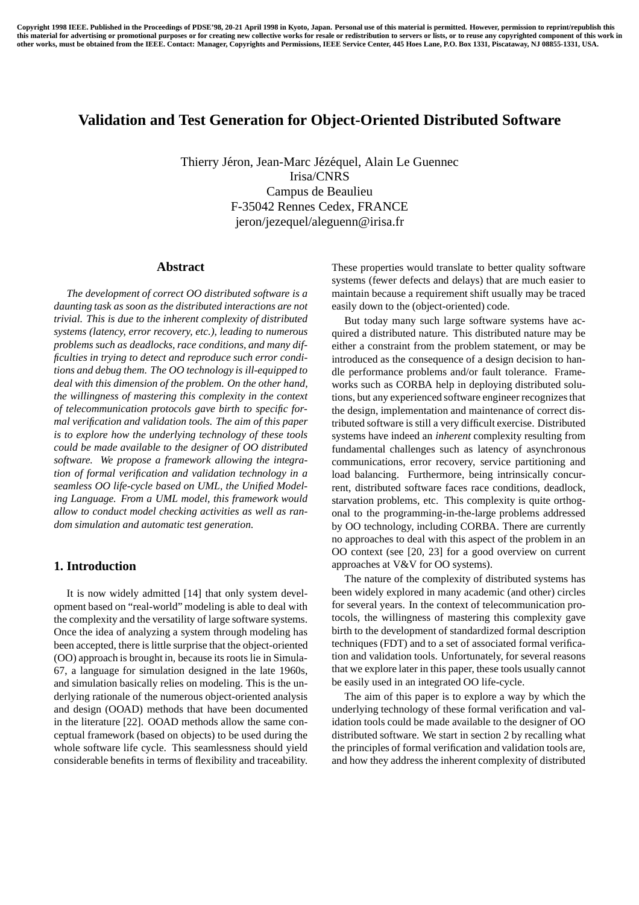**Copyright 1998 IEEE. Published in the Proceedings of PDSE'98, 20-21 April 1998 in Kyoto, Japan. Personal use of this material is permitted. However, permission to reprint/republish this material for advertising or promotional purposes or for creating new collective works for resale or redistribution to servers or lists, or to reuse any copyrighted component of this work in other works, must be obtained from the IEEE. Contact: Manager, Copyrights and Permissions, IEEE Service Center, 445 Hoes Lane, P.O. Box 1331, Piscataway, NJ 08855-1331, USA.**

# Validation and Test Generation for Object-Oriented Distributed Software

Thierry Jéron, Jean-Marc Jézéquel, Alain Le Guennec
Irisa/CNRS
Campus de Beaulieu
F-35042 Rennes Cedex, FRANCE
jeron/jezequel/aleguenn@irisa.fr

## Abstract

*The development of correct OO distributed software is a daunting task as soon as the distributed interactions are not trivial. This is due to the inherent complexity of distributed systems (latency, error recovery, etc.), leading to numerous problems such as deadlocks, race conditions, and many difficulties in trying to detect and reproduce such error conditions and debug them. The OO technology is ill-equipped to deal with this dimension of the problem. On the other hand, the willingness of mastering this complexity in the context of telecommunication protocols gave birth to specific formal verification and validation tools. The aim of this paper is to explore how the underlying technology of these tools could be made available to the designer of OO distributed software. We propose a framework allowing the integration of formal verification and validation technology in a seamless OO life-cycle based on UML, the Unified Modeling Language. From a UML model, this framework would allow to conduct model checking activities as well as random simulation and automatic test generation.*

## 1. Introduction

It is now widely admitted [14] that only system development based on "real-world" modeling is able to deal with the complexity and the versatility of large software systems. Once the idea of analyzing a system through modeling has been accepted, there is little surprise that the object-oriented (OO) approach is brought in, because its roots lie in Simula-67, a language for simulation designed in the late 1960s, and simulation basically relies on modeling. This is the underlying rationale of the numerous object-oriented analysis and design (OOAD) methods that have been documented in the literature [22]. OOAD methods allow the same conceptual framework (based on objects) to be used during the whole software life cycle. This seamlessness should yield considerable benefits in terms of flexibility and traceability. These properties would translate to better quality software systems (fewer defects and delays) that are much easier to maintain because a requirement shift usually may be traced easily down to the (object-oriented) code.

But today many such large software systems have acquired a distributed nature. This distributed nature may be either a constraint from the problem statement, or may be introduced as the consequence of a design decision to handle performance problems and/or fault tolerance. Frameworks such as CORBA help in deploying distributed solutions, but any experienced software engineer recognizes that the design, implementation and maintenance of correct distributed software is still a very difficult exercise. Distributed systems have indeed an *inherent* complexity resulting from fundamental challenges such as latency of asynchronous communications, error recovery, service partitioning and load balancing. Furthermore, being intrinsically concurrent, distributed software faces race conditions, deadlock, starvation problems, etc. This complexity is quite orthogonal to the programming-in-the-large problems addressed by OO technology, including CORBA. There are currently no approaches to deal with this aspect of the problem in an OO context (see [20, 23] for a good overview on current approaches at V&V for OO systems).

The nature of the complexity of distributed systems has been widely explored in many academic (and other) circles for several years. In the context of telecommunication protocols, the willingness of mastering this complexity gave birth to the development of standardized formal description techniques (FDT) and to a set of associated formal verification and validation tools. Unfortunately, for several reasons that we explore later in this paper, these tools usually cannot be easily used in an integrated OO life-cycle.

The aim of this paper is to explore a way by which the underlying technology of these formal verification and validation tools could be made available to the designer of OO distributed software. We start in section 2 by recalling what the principles of formal verification and validation tools are, and how they address the inherent complexity of distributed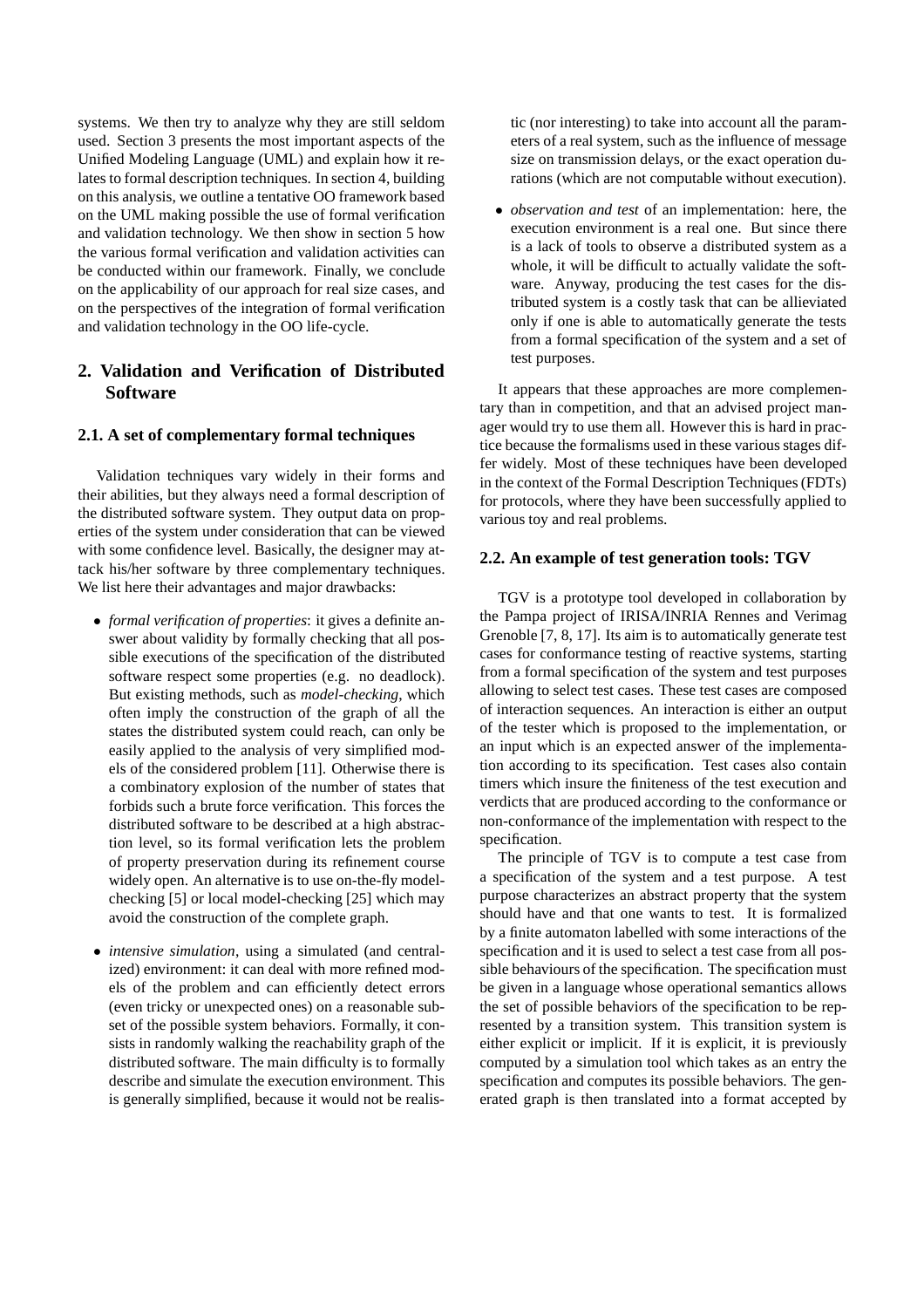systems. We then try to analyze why they are still seldom used. Section 3 presents the most important aspects of the Unified Modeling Language (UML) and explain how it relates to formal description techniques. In section 4, building on this analysis, we outline a tentative OO framework based on the UML making possible the use of formal verification and validation technology. We then show in section 5 how the various formal verification and validation activities can be conducted within our framework. Finally, we conclude on the applicability of our approach for real size cases, and on the perspectives of the integration of formal verification and validation technology in the OO life-cycle.

## 2. Validation and Verification of Distributed Software

### 2.1. A set of complementary formal techniques

Validation techniques vary widely in their forms and their abilities, but they always need a formal description of the distributed software system. They output data on properties of the system under consideration that can be viewed with some confidence level. Basically, the designer may attack his/her software by three complementary techniques. We list here their advantages and major drawbacks:

- *formal verification of properties*: it gives a definite answer about validity by formally checking that all possible executions of the specification of the distributed software respect some properties (e.g. no deadlock). But existing methods, such as *model-checking*, which often imply the construction of the graph of all the states the distributed system could reach, can only be easily applied to the analysis of very simplified models of the considered problem [11]. Otherwise there is a combinatory explosion of the number of states that forbids such a brute force verification. This forces the distributed software to be described at a high abstraction level, so its formal verification lets the problem of property preservation during its refinement course widely open. An alternative is to use on-the-fly model-checking [5] or local model-checking [25] which may avoid the construction of the complete graph.
- *intensive simulation*, using a simulated (and centralized) environment: it can deal with more refined models of the problem and can efficiently detect errors (even tricky or unexpected ones) on a reasonable subset of the possible system behaviors. Formally, it consists in randomly walking the reachability graph of the distributed software. The main difficulty is to formally describe and simulate the execution environment. This is generally simplified, because it would not be realistic (nor interesting) to take into account all the parameters of a real system, such as the influence of message size on transmission delays, or the exact operation durations (which are not computable without execution).
- *observation and test* of an implementation: here, the execution environment is a real one. But since there is a lack of tools to observe a distributed system as a whole, it will be difficult to actually validate the software. Anyway, producing the test cases for the distributed system is a costly task that can be allieviated only if one is able to automatically generate the tests from a formal specification of the system and a set of test purposes.

It appears that these approaches are more complementary than in competition, and that an advised project manager would try to use them all. However this is hard in practice because the formalisms used in these various stages differ widely. Most of these techniques have been developed in the context of the Formal Description Techniques (FDTs) for protocols, where they have been successfully applied to various toy and real problems.

### 2.2. An example of test generation tools: TGV

TGV is a prototype tool developed in collaboration by the Pampa project of IRISA/INRIA Rennes and Verimag Grenoble [7, 8, 17]. Its aim is to automatically generate test cases for conformance testing of reactive systems, starting from a formal specification of the system and test purposes allowing to select test cases. These test cases are composed of interaction sequences. An interaction is either an output of the tester which is proposed to the implementation, or an input which is an expected answer of the implementation according to its specification. Test cases also contain timers which insure the finiteness of the test execution and verdicts that are produced according to the conformance or non-conformance of the implementation with respect to the specification.

The principle of TGV is to compute a test case from a specification of the system and a test purpose. A test purpose characterizes an abstract property that the system should have and that one wants to test. It is formalized by a finite automaton labelled with some interactions of the specification and it is used to select a test case from all possible behaviours of the specification. The specification must be given in a language whose operational semantics allows the set of possible behaviors of the specification to be represented by a transition system. This transition system is either explicit or implicit. If it is explicit, it is previously computed by a simulation tool which takes as an entry the specification and computes its possible behaviors. The generated graph is then translated into a format accepted by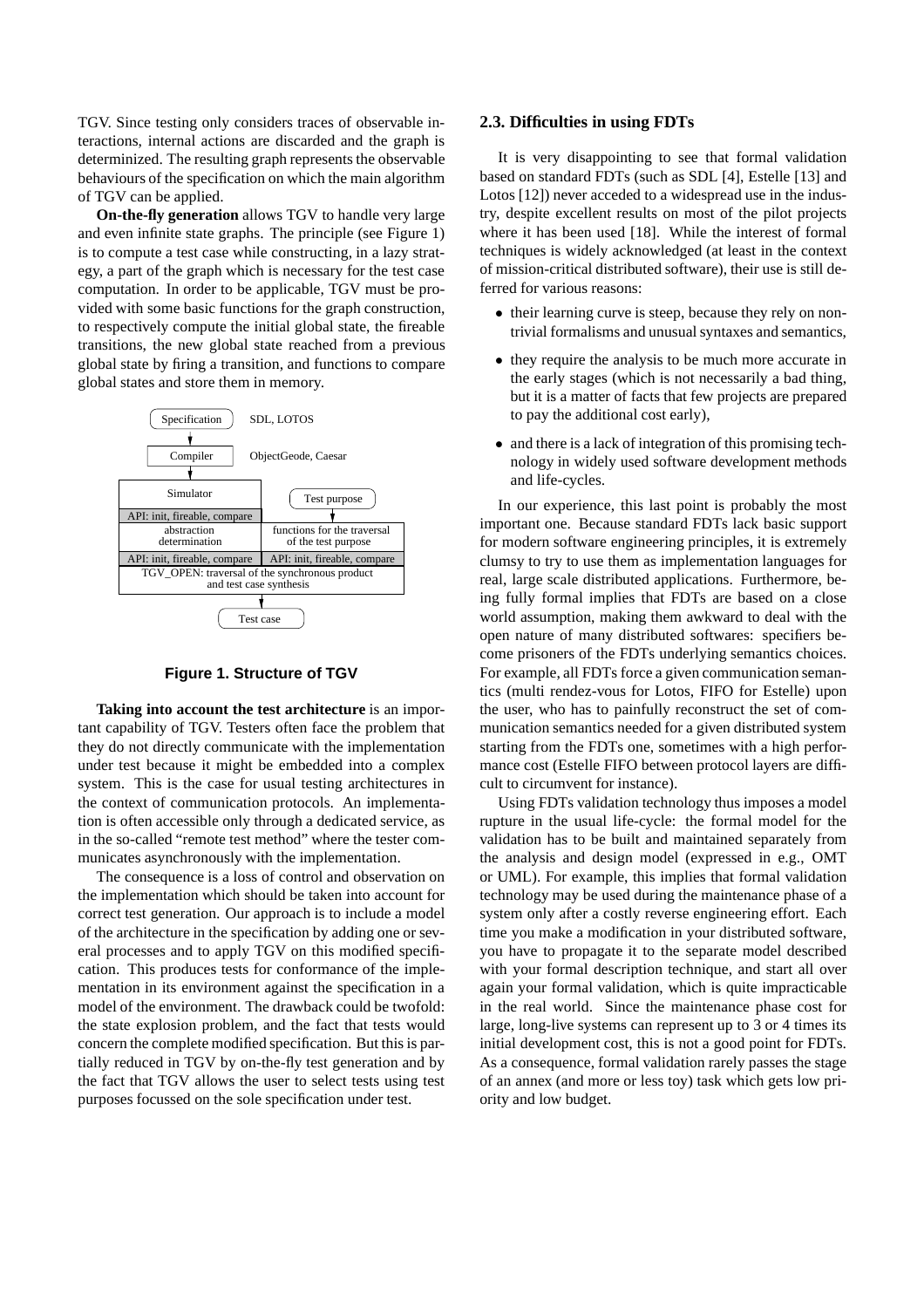TGV. Since testing only considers traces of observable interactions, internal actions are discarded and the graph is determinized. The resulting graph represents the observable behaviours of the specification on which the main algorithm of TGV can be applied.

**On-the-fly generation** allows TGV to handle very large and even infinite state graphs. The principle (see Figure 1) is to compute a test case while constructing, in a lazy strategy, a part of the graph which is necessary for the test case computation. In order to be applicable, TGV must be provided with some basic functions for the graph construction, to respectively compute the initial global state, the fireable transitions, the new global state reached from a previous global state by firing a transition, and functions to compare global states and store them in memory.

**Figure 1. Structure of TGV**

**Taking into account the test architecture** is an important capability of TGV. Testers often face the problem that they do not directly communicate with the implementation under test because it might be embedded into a complex system. This is the case for usual testing architectures in the context of communication protocols. An implementation is often accessible only through a dedicated service, as in the so-called "remote test method" where the tester communicates asynchronously with the implementation.

The consequence is a loss of control and observation on the implementation which should be taken into account for correct test generation. Our approach is to include a model of the architecture in the specification by adding one or several processes and to apply TGV on this modified specification. This produces tests for conformance of the implementation in its environment against the specification in a model of the environment. The drawback could be twofold: the state explosion problem, and the fact that tests would concern the complete modified specification. But this is partially reduced in TGV by on-the-fly test generation and by the fact that TGV allows the user to select tests using test purposes focussed on the sole specification under test.

### 2.3. Difficulties in using FDTs

It is very disappointing to see that formal validation based on standard FDTs (such as SDL [4], Estelle [13] and Lotos [12]) never acceded to a widespread use in the industry, despite excellent results on most of the pilot projects where it has been used [18]. While the interest of formal techniques is widely acknowledged (at least in the context of mission-critical distributed software), their use is still deferred for various reasons:

- their learning curve is steep, because they rely on non-trivial formalisms and unusual syntaxes and semantics,
- they require the analysis to be much more accurate in the early stages (which is not necessarily a bad thing, but it is a matter of facts that few projects are prepared to pay the additional cost early),
- and there is a lack of integration of this promising technology in widely used software development methods and life-cycles.

In our experience, this last point is probably the most important one. Because standard FDTs lack basic support for modern software engineering principles, it is extremely clumsy to try to use them as implementation languages for real, large scale distributed applications. Furthermore, being fully formal implies that FDTs are based on a close world assumption, making them awkward to deal with the open nature of many distributed softwares: specifiers become prisoners of the FDTs underlying semantics choices. For example, all FDTs force a given communication semantics (multi rendez-vous for Lotos, FIFO for Estelle) upon the user, who has to painfully reconstruct the set of communication semantics needed for a given distributed system starting from the FDTs one, sometimes with a high performance cost (Estelle FIFO between protocol layers are difficult to circumvent for instance).

Using FDTs validation technology thus imposes a model rupture in the usual life-cycle: the formal model for the validation has to be built and maintained separately from the analysis and design model (expressed in e.g., OMT or UML). For example, this implies that formal validation technology may be used during the maintenance phase of a system only after a costly reverse engineering effort. Each time you make a modification in your distributed software, you have to propagate it to the separate model described with your formal description technique, and start all over again your formal validation, which is quite impracticable in the real world. Since the maintenance phase cost for large, long-live systems can represent up to 3 or 4 times its initial development cost, this is not a good point for FDTs. As a consequence, formal validation rarely passes the stage of an annex (and more or less toy) task which gets low priority and low budget.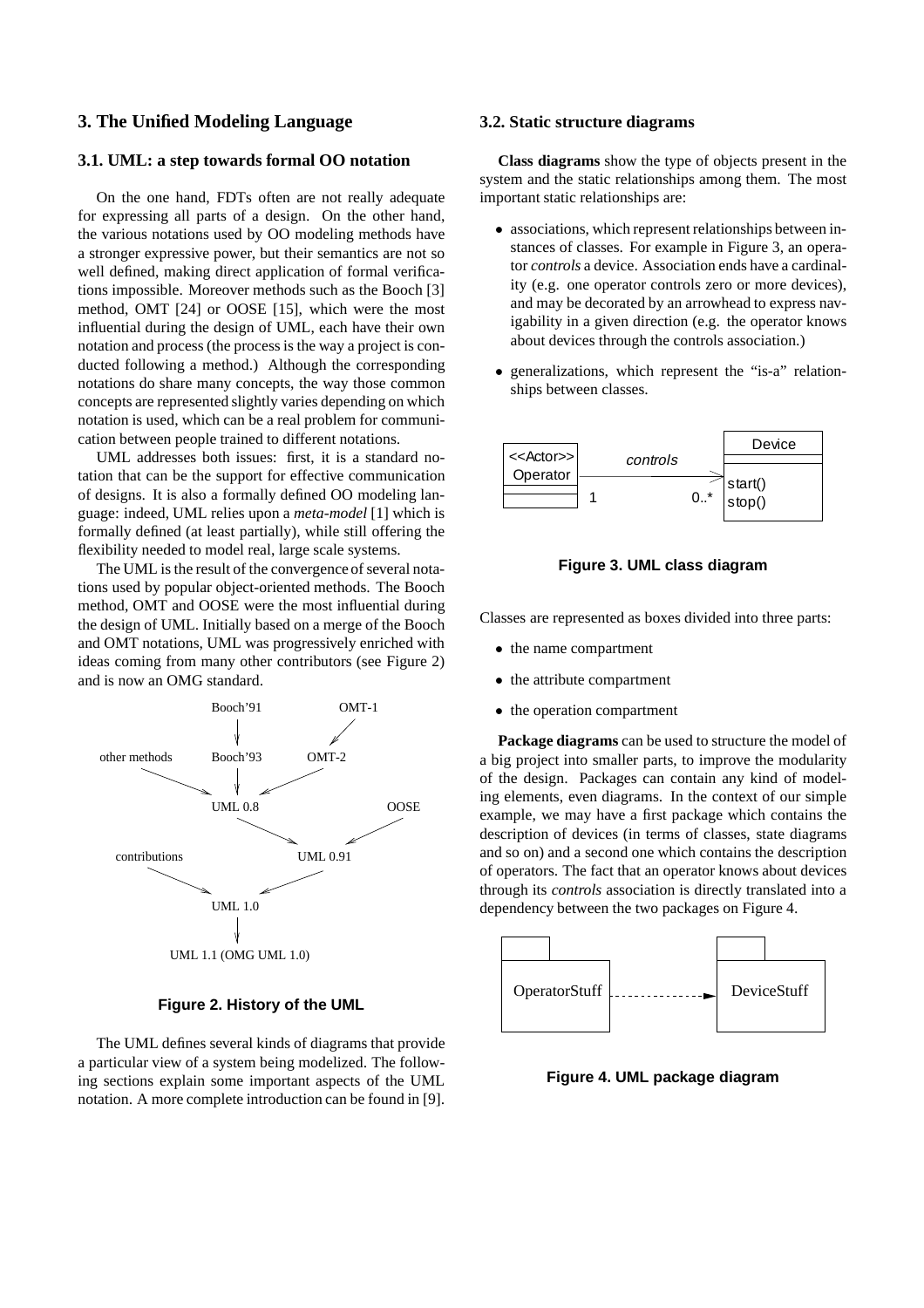## 3. The Unified Modeling Language

### 3.1. UML: a step towards formal OO notation

On the one hand, FDTs often are not really adequate for expressing all parts of a design. On the other hand, the various notations used by OO modeling methods have a stronger expressive power, but their semantics are not so well defined, making direct application of formal verifications impossible. Moreover methods such as the Booch [3] method, OMT [24] or OOSE [15], which were the most influential during the design of UML, each have their own notation and process (the process is the way a project is conducted following a method.) Although the corresponding notations do share many concepts, the way those common concepts are represented slightly varies depending on which notation is used, which can be a real problem for communication between people trained to different notations.

UML addresses both issues: first, it is a standard notation that can be the support for effective communication of designs. It is also a formally defined OO modeling language: indeed, UML relies upon a *meta-model* [1] which is formally defined (at least partially), while still offering the flexibility needed to model real, large scale systems.

The UML is the result of the convergence of several notations used by popular object-oriented methods. The Booch method, OMT and OOSE were the most influential during the design of UML. Initially based on a merge of the Booch and OMT notations, UML was progressively enriched with ideas coming from many other contributors (see Figure 2) and is now an OMG standard.

**Figure 2. History of the UML**

The UML defines several kinds of diagrams that provide a particular view of a system being modelized. The following sections explain some important aspects of the UML notation. A more complete introduction can be found in [9].

### 3.2. Static structure diagrams

**Class diagrams** show the type of objects present in the system and the static relationships among them. The most important static relationships are:

- associations, which represent relationships between instances of classes. For example in Figure 3, an operator *controls* a device. Association ends have a cardinality (e.g. one operator controls zero or more devices), and may be decorated by an arrowhead to express navigability in a given direction (e.g. the operator knows about devices through the controls association.)
- generalizations, which represent the "is-a" relationships between classes.

**Figure 3. UML class diagram**

Classes are represented as boxes divided into three parts:

- the name compartment
- the attribute compartment
- the operation compartment

**Package diagrams** can be used to structure the model of a big project into smaller parts, to improve the modularity of the design. Packages can contain any kind of modeling elements, even diagrams. In the context of our simple example, we may have a first package which contains the description of devices (in terms of classes, state diagrams and so on) and a second one which contains the description of operators. The fact that an operator knows about devices through its *controls* association is directly translated into a dependency between the two packages on Figure 4.

**Figure 4. UML package diagram**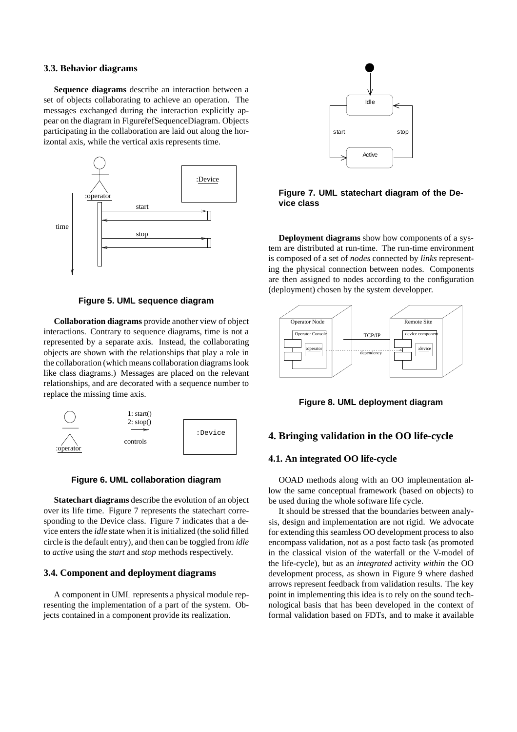### 3.3. Behavior diagrams

**Sequence diagrams** describe an interaction between a set of objects collaborating to achieve an operation. The messages exchanged during the interaction explicitly appear on the diagram in Figure˜refSequenceDiagram. Objects participating in the collaboration are laid out along the horizontal axis, while the vertical axis represents time.

**Figure 5. UML sequence diagram**

**Collaboration diagrams** provide another view of object interactions. Contrary to sequence diagrams, time is not a represented by a separate axis. Instead, the collaborating objects are shown with the relationships that play a role in the collaboration (which means collaboration diagrams look like class diagrams.) Messages are placed on the relevant relationships, and are decorated with a sequence number to replace the missing time axis.

**Figure 6. UML collaboration diagram**

**Statechart diagrams** describe the evolution of an object over its life time. Figure 7 represents the statechart corresponding to the Device class. Figure 7 indicates that a device enters the *idle* state when it is initialized (the solid filled circle is the default entry), and then can be toggled from *idle* to *active* using the *start* and *stop* methods respectively.

### 3.4. Component and deployment diagrams

A component in UML represents a physical module representing the implementation of a part of the system. Objects contained in a component provide its realization.

**Figure 7. UML statechart diagram of the Device class**

**Deployment diagrams** show how components of a system are distributed at run-time. The run-time environment is composed of a set of *nodes* connected by *links* representing the physical connection between nodes. Components are then assigned to nodes according to the configuration (deployment) chosen by the system developper.

**Figure 8. UML deployment diagram**

## 4. Bringing validation in the OO life-cycle

### 4.1. An integrated OO life-cycle

OOAD methods along with an OO implementation allow the same conceptual framework (based on objects) to be used during the whole software life cycle.

It should be stressed that the boundaries between analysis, design and implementation are not rigid. We advocate for extending this seamless OO development process to also encompass validation, not as a post facto task (as promoted in the classical vision of the waterfall or the V-model of the life-cycle), but as an *integrated* activity *within* the OO development process, as shown in Figure 9 where dashed arrows represent feedback from validation results. The key point in implementing this idea is to rely on the sound technological basis that has been developed in the context of formal validation based on FDTs, and to make it available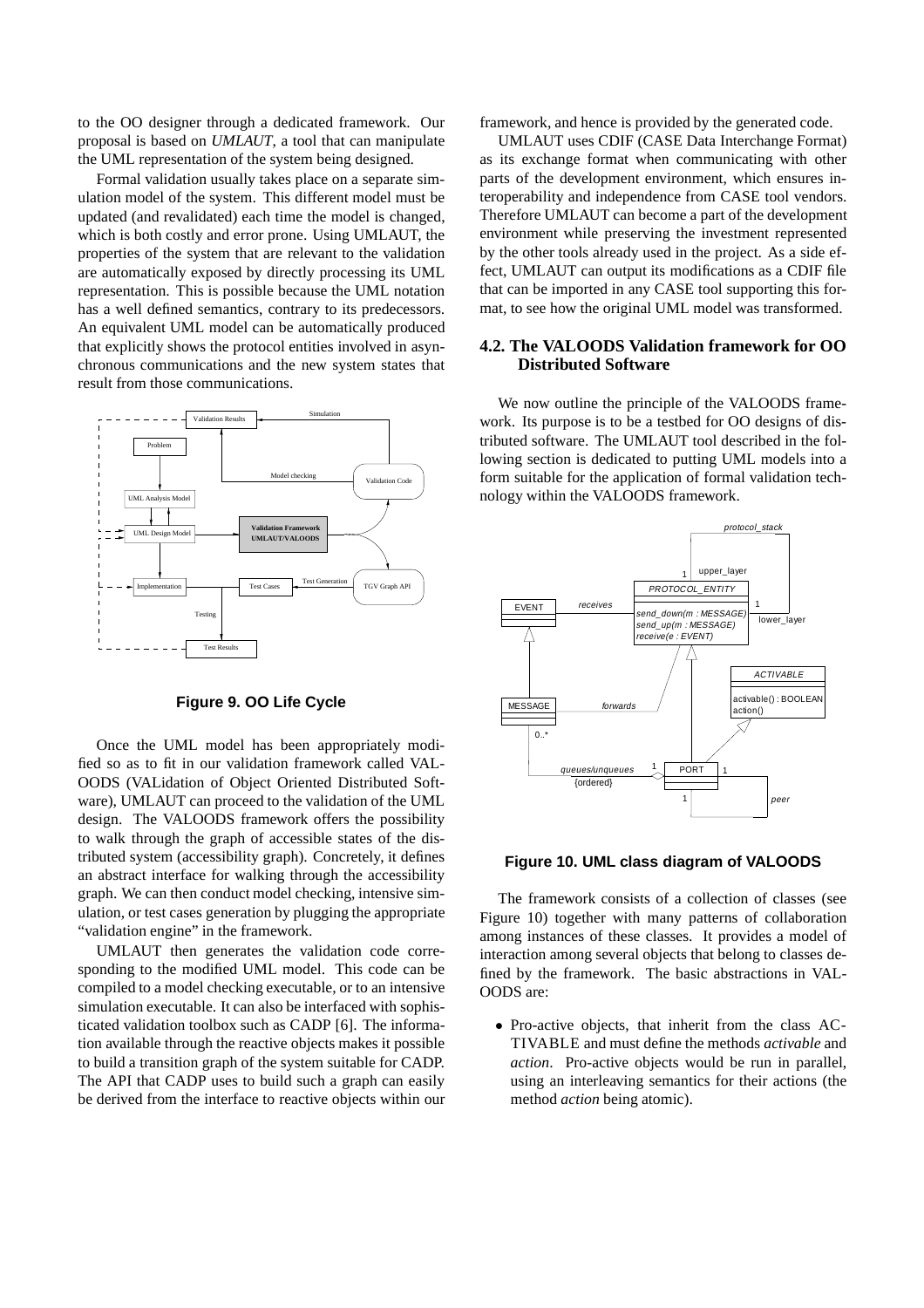to the OO designer through a dedicated framework. Our proposal is based on *UMLAUT*, a tool that can manipulate the UML representation of the system being designed.

Formal validation usually takes place on a separate simulation model of the system. This different model must be updated (and revalidated) each time the model is changed, which is both costly and error prone. Using UMLAUT, the properties of the system that are relevant to the validation are automatically exposed by directly processing its UML representation. This is possible because the UML notation has a well defined semantics, contrary to its predecessors. An equivalent UML model can be automatically produced that explicitly shows the protocol entities involved in asynchronous communications and the new system states that result from those communications.

Validation Results
Simulation
Problem
Model checking
Validation Code
UML Analysis Model
UML Design Model
Validation Framework
UMLAUT/VALOODS
Implementation
Test Cases
Test Generation
TGV Graph API
Testing
Test Results

**Figure 9. OO Life Cycle**

Once the UML model has been appropriately modified so as to fit in our validation framework called VALOODS (VALidation of Object Oriented Distributed Software), UMLAUT can proceed to the validation of the UML design. The VALOODS framework offers the possibility to walk through the graph of accessible states of the distributed system (accessibility graph). Concretely, it defines an abstract interface for walking through the accessibility graph. We can then conduct model checking, intensive simulation, or test cases generation by plugging the appropriate "validation engine" in the framework.

UMLAUT then generates the validation code corresponding to the modified UML model. This code can be compiled to a model checking executable, or to an intensive simulation executable. It can also be interfaced with sophisticated validation toolbox such as CADP [6]. The information available through the reactive objects makes it possible to build a transition graph of the system suitable for CADP. The API that CADP uses to build such a graph can easily be derived from the interface to reactive objects within our framework, and hence is provided by the generated code.

UMLAUT uses CDIF (CASE Data Interchange Format) as its exchange format when communicating with other parts of the development environment, which ensures interoperability and independence from CASE tool vendors. Therefore UMLAUT can become a part of the development environment while preserving the investment represented by the other tools already used in the project. As a side effect, UMLAUT can output its modifications as a CDIF file that can be imported in any CASE tool supporting this format, to see how the original UML model was transformed.

### 4.2. The VALOODS Validation framework for OO Distributed Software

We now outline the principle of the VALOODS framework. Its purpose is to be a testbed for OO designs of distributed software. The UMLAUT tool described in the following section is dedicated to putting UML models into a form suitable for the application of formal validation technology within the VALOODS framework.

protocol_stack
upper_layer
1
PROTOCOL_ENTITY
EVENT
receives
send_down(m : MESSAGE)
send_up(m : MESSAGE)
receive(e : EVENT)
1
lower_layer
ACTIVABLE
activable() : BOOLEAN
action()
MESSAGE
forwards
0..*
queues/unqueues
{ordered}
1
PORT
1
1
peer

**Figure 10. UML class diagram of VALOODS**

The framework consists of a collection of classes (see Figure 10) together with many patterns of collaboration among instances of these classes. It provides a model of interaction among several objects that belong to classes defined by the framework. The basic abstractions in VALOODS are:

- Pro-active objects, that inherit from the class ACTIVABLE and must define the methods *activable* and *action*. Pro-active objects would be run in parallel, using an interleaving semantics for their actions (the method *action* being atomic).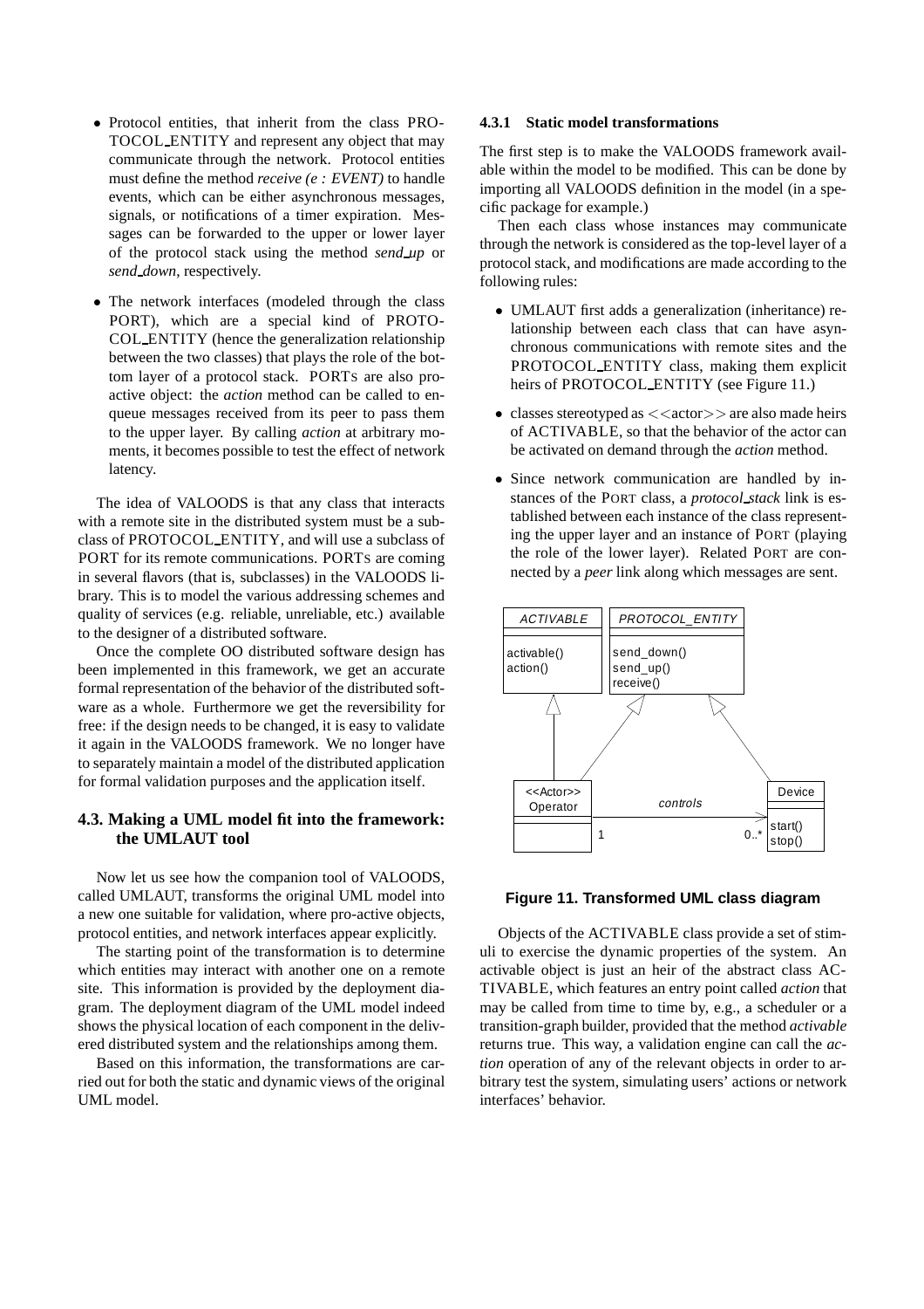- Protocol entities, that inherit from the class PROTOCOL_ENTITY and represent any object that may communicate through the network. Protocol entities must define the method *receive (e : EVENT)* to handle events, which can be either asynchronous messages, signals, or notifications of a timer expiration. Messages can be forwarded to the upper or lower layer of the protocol stack using the method *send_up* or *send_down*, respectively.
- The network interfaces (modeled through the class PORT), which are a special kind of PROTOCOL_ENTITY (hence the generalization relationship between the two classes) that plays the role of the bottom layer of a protocol stack. PORTs are also proactive object: the *action* method can be called to enqueue messages received from its peer to pass them to the upper layer. By calling *action* at arbitrary moments, it becomes possible to test the effect of network latency.

The idea of VALOODS is that any class that interacts with a remote site in the distributed system must be a subclass of PROTOCOL_ENTITY, and will use a subclass of PORT for its remote communications. PORTs are coming in several flavors (that is, subclasses) in the VALOODS library. This is to model the various addressing schemes and quality of services (e.g. reliable, unreliable, etc.) available to the designer of a distributed software.

Once the complete OO distributed software design has been implemented in this framework, we get an accurate formal representation of the behavior of the distributed software as a whole. Furthermore we get the reversibility for free: if the design needs to be changed, it is easy to validate it again in the VALOODS framework. We no longer have to separately maintain a model of the distributed application for formal validation purposes and the application itself.

## 4.3. Making a UML model fit into the framework: the UMLAUT tool

Now let us see how the companion tool of VALOODS, called UMLAUT, transforms the original UML model into a new one suitable for validation, where pro-active objects, protocol entities, and network interfaces appear explicitly.

The starting point of the transformation is to determine which entities may interact with another one on a remote site. This information is provided by the deployment diagram. The deployment diagram of the UML model indeed shows the physical location of each component in the delivered distributed system and the relationships among them.

Based on this information, the transformations are carried out for both the static and dynamic views of the original UML model.

### 4.3.1 Static model transformations

The first step is to make the VALOODS framework available within the model to be modified. This can be done by importing all VALOODS definition in the model (in a specific package for example.)

Then each class whose instances may communicate through the network is considered as the top-level layer of a protocol stack, and modifications are made according to the following rules:

- UMLAUT first adds a generalization (inheritance) relationship between each class that can have asynchronous communications with remote sites and the PROTOCOL_ENTITY class, making them explicit heirs of PROTOCOL_ENTITY (see Figure 11.)
- classes stereotyped as <<actor>> are also made heirs of ACTIVABLE, so that the behavior of the actor can be activated on demand through the *action* method.
- Since network communication are handled by instances of the PORT class, a *protocol_stack* link is established between each instance of the class representing the upper layer and an instance of PORT (playing the role of the lower layer). Related PORT are connected by a *peer* link along which messages are sent.

**Figure 11. Transformed UML class diagram**

Objects of the ACTIVABLE class provide a set of stimuli to exercise the dynamic properties of the system. An activable object is just an heir of the abstract class ACTIVABLE, which features an entry point called *action* that may be called from time to time by, e.g., a scheduler or a transition-graph builder, provided that the method *activable* returns true. This way, a validation engine can call the *action* operation of any of the relevant objects in order to arbitrary test the system, simulating users' actions or network interfaces' behavior.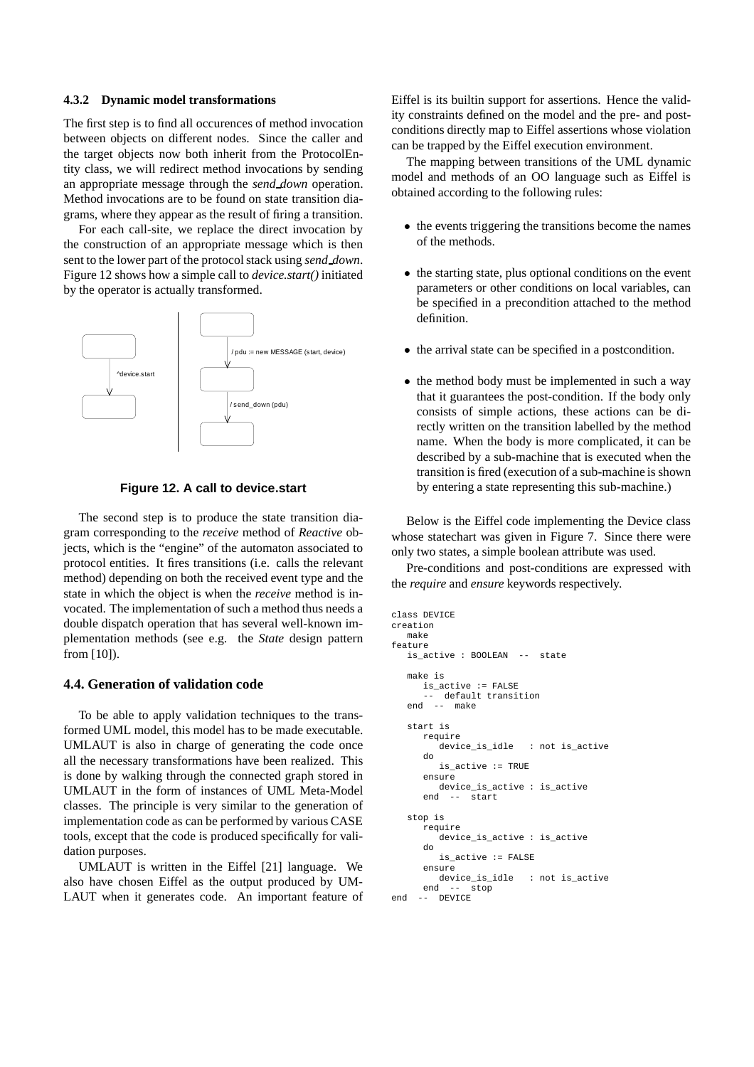#### 4.3.2 Dynamic model transformations

The first step is to find all occurences of method invocation between objects on different nodes. Since the caller and the target objects now both inherit from the ProtocolEntity class, we will redirect method invocations by sending an appropriate message through the *send_down* operation. Method invocations are to be found on state transition diagrams, where they appear as the result of firing a transition.

For each call-site, we replace the direct invocation by the construction of an appropriate message which is then sent to the lower part of the protocol stack using *send_down*. Figure 12 shows how a simple call to *device.start()* initiated by the operator is actually transformed.

^device.start

/ pdu := new MESSAGE (start, device)

/ send_down (pdu)

**Figure 12. A call to device.start**

The second step is to produce the state transition diagram corresponding to the *receive* method of *Reactive* objects, which is the "engine" of the automaton associated to protocol entities. It fires transitions (i.e. calls the relevant method) depending on both the received event type and the state in which the object is when the *receive* method is invocated. The implementation of such a method thus needs a double dispatch operation that has several well-known implementation methods (see e.g. the *State* design pattern from [10]).

### 4.4. Generation of validation code

To be able to apply validation techniques to the transformed UML model, this model has to be made executable. UMLAUT is also in charge of generating the code once all the necessary transformations have been realized. This is done by walking through the connected graph stored in UMLAUT in the form of instances of UML Meta-Model classes. The principle is very similar to the generation of implementation code as can be performed by various CASE tools, except that the code is produced specifically for validation purposes.

UMLAUT is written in the Eiffel [21] language. We also have chosen Eiffel as the output produced by UMLAUT when it generates code. An important feature of Eiffel is its builtin support for assertions. Hence the validity constraints defined on the model and the pre- and post-conditions directly map to Eiffel assertions whose violation can be trapped by the Eiffel execution environment.

The mapping between transitions of the UML dynamic model and methods of an OO language such as Eiffel is obtained according to the following rules:

- the events triggering the transitions become the names of the methods.
- the starting state, plus optional conditions on the event parameters or other conditions on local variables, can be specified in a precondition attached to the method definition.
- the arrival state can be specified in a postcondition.
- the method body must be implemented in such a way that it guarantees the post-condition. If the body only consists of simple actions, these actions can be directly written on the transition labelled by the method name. When the body is more complicated, it can be described by a sub-machine that is executed when the transition is fired (execution of a sub-machine is shown by entering a state representing this sub-machine.)

Below is the Eiffel code implementing the Device class whose statechart was given in Figure 7. Since there were only two states, a simple boolean attribute was used.

Pre-conditions and post-conditions are expressed with the *require* and *ensure* keywords respectively.

```
class DEVICE
creation
   make
feature
   is_active : BOOLEAN  --  state

   make is
      is_active := FALSE
      --  default transition
   end  --  make

   start is
      require
         device_is_idle   : not is_active
      do
         is_active := TRUE
      ensure
         device_is_active : is_active
      end  --  start

   stop is
      require
         device_is_active : is_active
      do
         is_active := FALSE
      ensure
         device_is_idle   : not is_active
      end  --  stop
end  --  DEVICE
```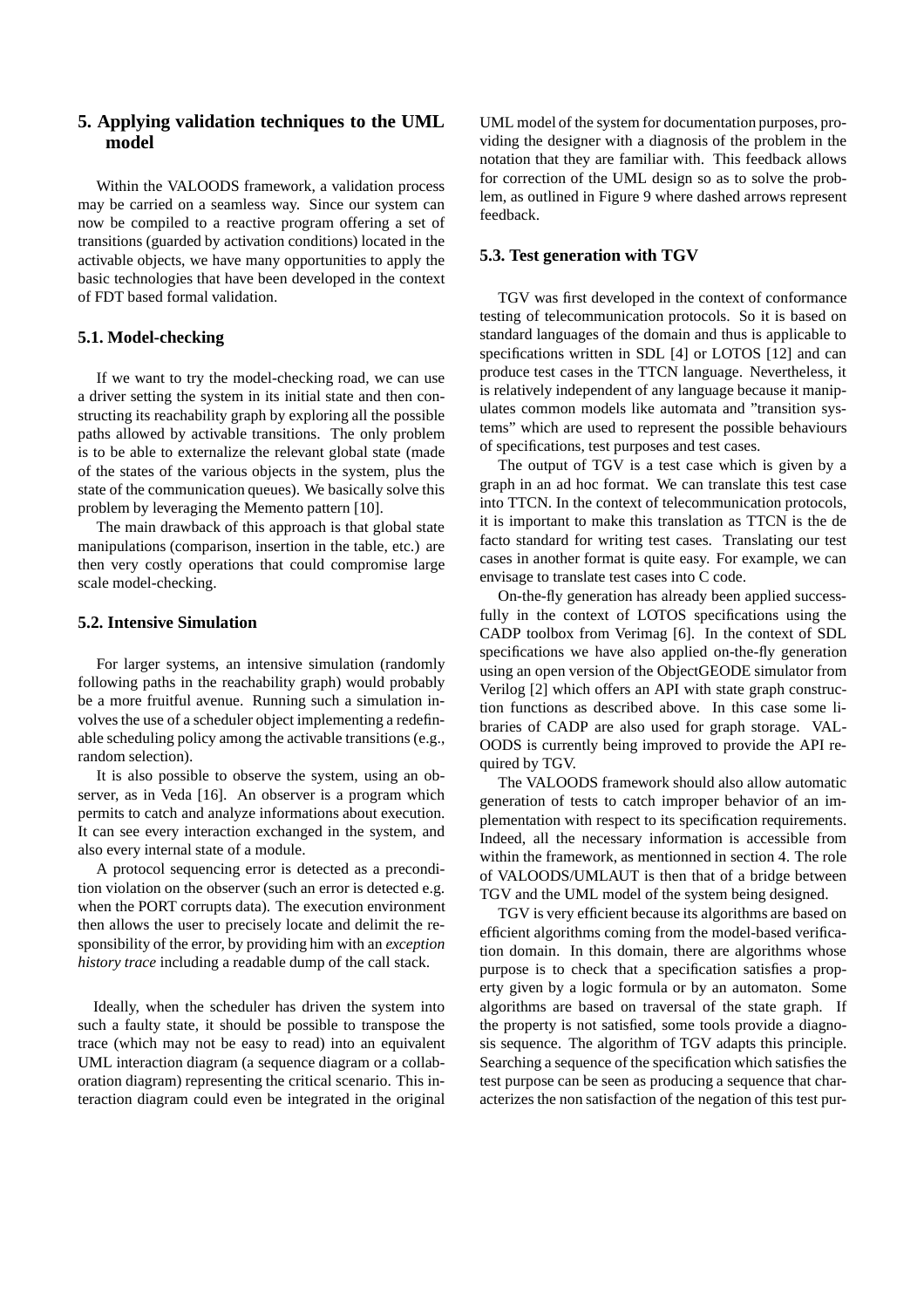## 5. Applying validation techniques to the UML model

Within the VALOODS framework, a validation process may be carried on a seamless way. Since our system can now be compiled to a reactive program offering a set of transitions (guarded by activation conditions) located in the activable objects, we have many opportunities to apply the basic technologies that have been developed in the context of FDT based formal validation.

### 5.1. Model-checking

If we want to try the model-checking road, we can use a driver setting the system in its initial state and then constructing its reachability graph by exploring all the possible paths allowed by activable transitions. The only problem is to be able to externalize the relevant global state (made of the states of the various objects in the system, plus the state of the communication queues). We basically solve this problem by leveraging the Memento pattern [10].

The main drawback of this approach is that global state manipulations (comparison, insertion in the table, etc.) are then very costly operations that could compromise large scale model-checking.

### 5.2. Intensive Simulation

For larger systems, an intensive simulation (randomly following paths in the reachability graph) would probably be a more fruitful avenue. Running such a simulation involves the use of a scheduler object implementing a redefinable scheduling policy among the activable transitions (e.g., random selection).

It is also possible to observe the system, using an observer, as in Veda [16]. An observer is a program which permits to catch and analyze informations about execution. It can see every interaction exchanged in the system, and also every internal state of a module.

A protocol sequencing error is detected as a precondition violation on the observer (such an error is detected e.g. when the PORT corrupts data). The execution environment then allows the user to precisely locate and delimit the responsibility of the error, by providing him with an *exception history trace* including a readable dump of the call stack.

Ideally, when the scheduler has driven the system into such a faulty state, it should be possible to transpose the trace (which may not be easy to read) into an equivalent UML interaction diagram (a sequence diagram or a collaboration diagram) representing the critical scenario. This interaction diagram could even be integrated in the original UML model of the system for documentation purposes, providing the designer with a diagnosis of the problem in the notation that they are familiar with. This feedback allows for correction of the UML design so as to solve the problem, as outlined in Figure 9 where dashed arrows represent feedback.

### 5.3. Test generation with TGV

TGV was first developed in the context of conformance testing of telecommunication protocols. So it is based on standard languages of the domain and thus is applicable to specifications written in SDL [4] or LOTOS [12] and can produce test cases in the TTCN language. Nevertheless, it is relatively independent of any language because it manipulates common models like automata and "transition systems" which are used to represent the possible behaviours of specifications, test purposes and test cases.

The output of TGV is a test case which is given by a graph in an ad hoc format. We can translate this test case into TTCN. In the context of telecommunication protocols, it is important to make this translation as TTCN is the de facto standard for writing test cases. Translating our test cases in another format is quite easy. For example, we can envisage to translate test cases into C code.

On-the-fly generation has already been applied successfully in the context of LOTOS specifications using the CADP toolbox from Verimag [6]. In the context of SDL specifications we have also applied on-the-fly generation using an open version of the ObjectGEODE simulator from Verilog [2] which offers an API with state graph construction functions as described above. In this case some libraries of CADP are also used for graph storage. VALOODS is currently being improved to provide the API required by TGV.

The VALOODS framework should also allow automatic generation of tests to catch improper behavior of an implementation with respect to its specification requirements. Indeed, all the necessary information is accessible from within the framework, as mentionned in section 4. The role of VALOODS/UMLAUT is then that of a bridge between TGV and the UML model of the system being designed.

TGV is very efficient because its algorithms are based on efficient algorithms coming from the model-based verification domain. In this domain, there are algorithms whose purpose is to check that a specification satisfies a property given by a logic formula or by an automaton. Some algorithms are based on traversal of the state graph. If the property is not satisfied, some tools provide a diagnosis sequence. The algorithm of TGV adapts this principle. Searching a sequence of the specification which satisfies the test purpose can be seen as producing a sequence that characterizes the non satisfaction of the negation of this test pur-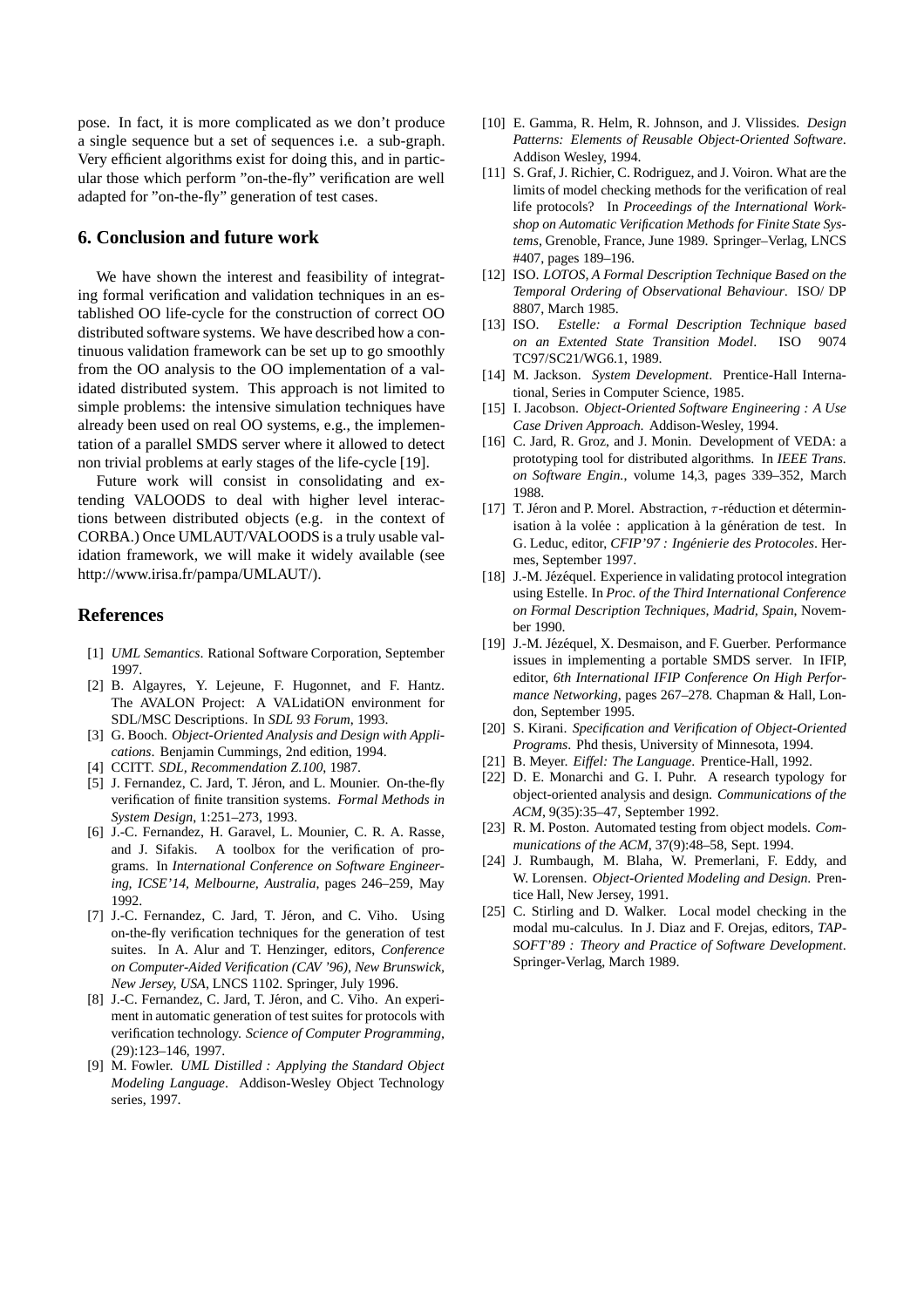pose. In fact, it is more complicated as we don't produce a single sequence but a set of sequences i.e. a sub-graph. Very efficient algorithms exist for doing this, and in particular those which perform "on-the-fly" verification are well adapted for "on-the-fly" generation of test cases.

## 6. Conclusion and future work

We have shown the interest and feasibility of integrating formal verification and validation techniques in an established OO life-cycle for the construction of correct OO distributed software systems. We have described how a continuous validation framework can be set up to go smoothly from the OO analysis to the OO implementation of a validated distributed system. This approach is not limited to simple problems: the intensive simulation techniques have already been used on real OO systems, e.g., the implementation of a parallel SMDS server where it allowed to detect non trivial problems at early stages of the life-cycle [19].

Future work will consist in consolidating and extending VALOODS to deal with higher level interactions between distributed objects (e.g. in the context of CORBA.) Once UMLAUT/VALOODS is a truly usable validation framework, we will make it widely available (see http://www.irisa.fr/pampa/UMLAUT/).

## References

[1] *UML Semantics*. Rational Software Corporation, September 1997.

[2] B. Algayres, Y. Lejeune, F. Hugonnet, and F. Hantz. The AVALON Project: A VALidatiON environment for SDL/MSC Descriptions. In *SDL 93 Forum*, 1993.

[3] G. Booch. *Object-Oriented Analysis and Design with Applications*. Benjamin Cummings, 2nd edition, 1994.

[4] CCITT. *SDL, Recommendation Z.100*, 1987.

[5] J. Fernandez, C. Jard, T. Jéron, and L. Mounier. On-the-fly verification of finite transition systems. *Formal Methods in System Design*, 1:251–273, 1993.

[6] J.-C. Fernandez, H. Garavel, L. Mounier, C. R. A. Rasse, and J. Sifakis. A toolbox for the verification of programs. In *International Conference on Software Engineering, ICSE'14, Melbourne, Australia*, pages 246–259, May 1992.

[7] J.-C. Fernandez, C. Jard, T. Jéron, and C. Viho. Using on-the-fly verification techniques for the generation of test suites. In A. Alur and T. Henzinger, editors, *Conference on Computer-Aided Verification (CAV '96), New Brunswick, New Jersey, USA*, LNCS 1102. Springer, July 1996.

[8] J.-C. Fernandez, C. Jard, T. Jéron, and C. Viho. An experiment in automatic generation of test suites for protocols with verification technology. *Science of Computer Programming*, (29):123–146, 1997.

[9] M. Fowler. *UML Distilled : Applying the Standard Object Modeling Language*. Addison-Wesley Object Technology series, 1997.

[10] E. Gamma, R. Helm, R. Johnson, and J. Vlissides. *Design Patterns: Elements of Reusable Object-Oriented Software*. Addison Wesley, 1994.

[11] S. Graf, J. Richier, C. Rodriguez, and J. Voiron. What are the limits of model checking methods for the verification of real life protocols? In *Proceedings of the International Workshop on Automatic Verification Methods for Finite State Systems*, Grenoble, France, June 1989. Springer–Verlag, LNCS #407, pages 189–196.

[12] ISO. *LOTOS, A Formal Description Technique Based on the Temporal Ordering of Observational Behaviour*. ISO/ DP 8807, March 1985.

[13] ISO. *Estelle: a Formal Description Technique based on an Extented State Transition Model*. ISO 9074 TC97/SC21/WG6.1, 1989.

[14] M. Jackson. *System Development*. Prentice-Hall International, Series in Computer Science, 1985.

[15] I. Jacobson. *Object-Oriented Software Engineering : A Use Case Driven Approach*. Addison-Wesley, 1994.

[16] C. Jard, R. Groz, and J. Monin. Development of VEDA: a prototyping tool for distributed algorithms. In *IEEE Trans. on Software Engin.*, volume 14,3, pages 339–352, March 1988.

[17] T. Jéron and P. Morel. Abstraction, $\tau$-réduction et déterminisation à la volée : application à la génération de test. In G. Leduc, editor, *CFIP'97 : Ingénierie des Protocoles*. Hermes, September 1997.

[18] J.-M. Jézéquel. Experience in validating protocol integration using Estelle. In *Proc. of the Third International Conference on Formal Description Techniques, Madrid, Spain*, November 1990.

[19] J.-M. Jézéquel, X. Desmaison, and F. Guerber. Performance issues in implementing a portable SMDS server. In IFIP, editor, *6th International IFIP Conference On High Performance Networking*, pages 267–278. Chapman & Hall, London, September 1995.

[20] S. Kirani. *Specification and Verification of Object-Oriented Programs*. Phd thesis, University of Minnesota, 1994.

[21] B. Meyer. *Eiffel: The Language*. Prentice-Hall, 1992.

[22] D. E. Monarchi and G. I. Puhr. A research typology for object-oriented analysis and design. *Communications of the ACM*, 9(35):35–47, September 1992.

[23] R. M. Poston. Automated testing from object models. *Communications of the ACM*, 37(9):48–58, Sept. 1994.

[24] J. Rumbaugh, M. Blaha, W. Premerlani, F. Eddy, and W. Lorensen. *Object-Oriented Modeling and Design*. Prentice Hall, New Jersey, 1991.

[25] C. Stirling and D. Walker. Local model checking in the modal mu-calculus. In J. Diaz and F. Orejas, editors, *TAPSOFT'89 : Theory and Practice of Software Development*. Springer-Verlag, March 1989.